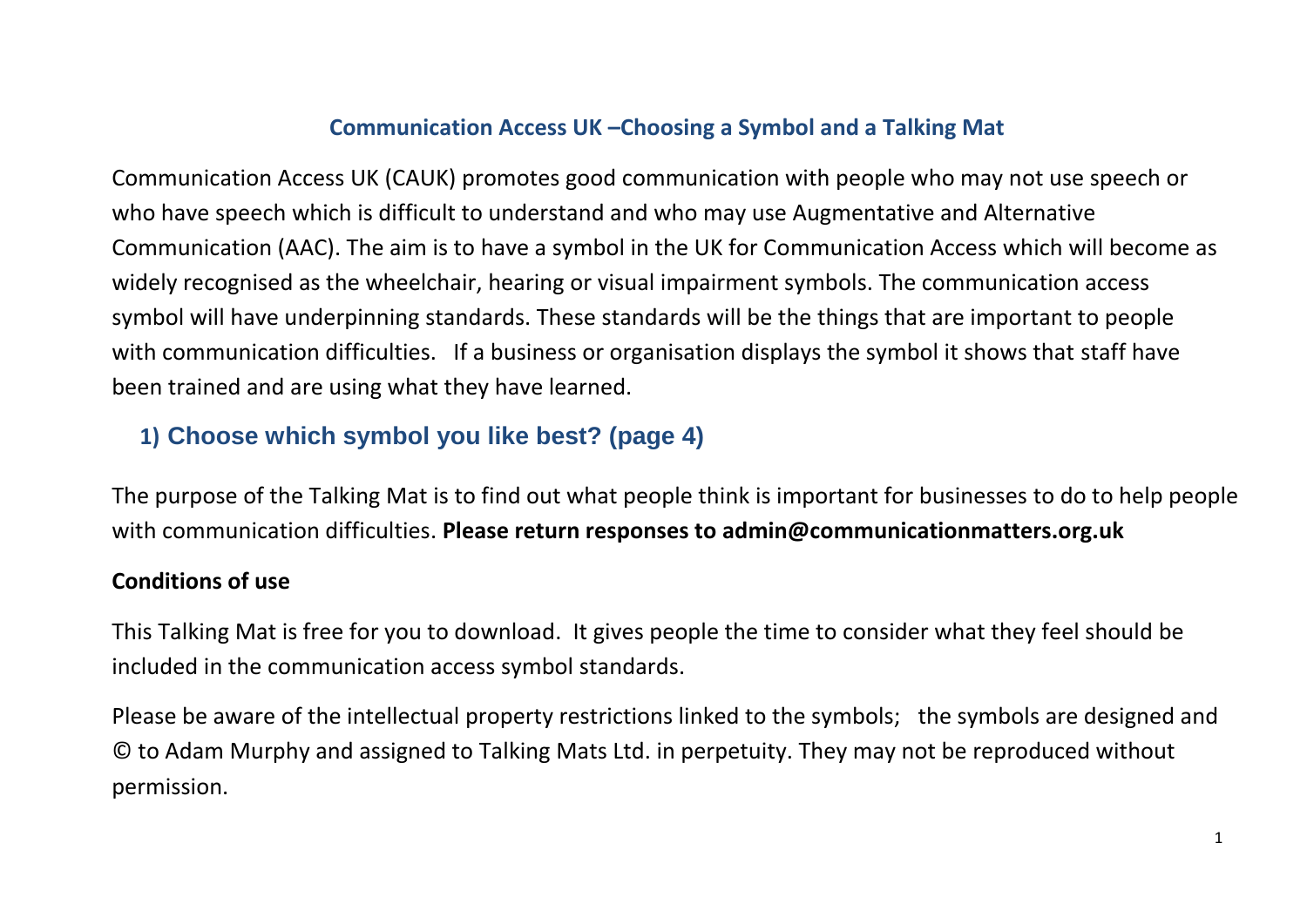# Communication Access UK –Choosing a Symbol and a Talking Mat

Communication Access UK (CAUK) promotes good communication with people who may not use speech or who have speech which is difficult to understand and who may use Augmentative and Alternative Communication (AAC). The aim is to have a symbol in the UK for Communication Access which will become as widely recognised as the wheelchair, hearing or visual impairment symbols. The communication access symbol will have underpinning standards. These standards will be the things that are important to people with communication difficulties. If a business or organisation displays the symbol it shows that staff have been trained and are using what they have learned.

## 1) Choose which symbol you like best? (page 4)

The purpose of the Talking Mat is to find out what people think is important for businesses to do to help people with communication difficulties. **Please return responses to admin@communicationmatters.org.uk**

**Conditions of use**

This Talking Mat is free for you to download. It gives people the time to consider what they feel should be included in the communication access symbol standards.

Please be aware of the intellectual property restrictions linked to the symbols; the symbols are designed and © to Adam Murphy and assigned to Talking Mats Ltd. in perpetuity. They may not be reproduced without permission.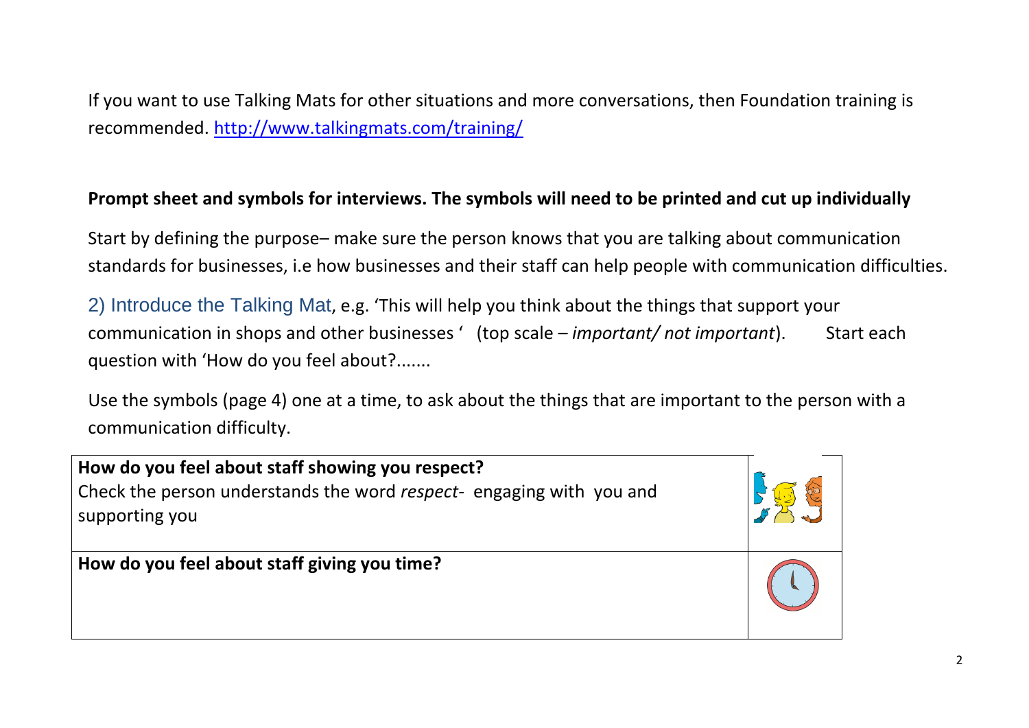If you want to use Talking Mats for other situations and more conversations, then Foundation training is recommended. [http://www.talkingmats.com/training/](http://www.talkingmats.com/training/)

**Prompt sheet and symbols for interviews. The symbols will need to be printed and cut up individually**

Start by defining the purpose– make sure the person knows that you are talking about communication standards for businesses, i.e how businesses and their staff can help people with communication difficulties.

2) Introduce the Talking Mat, e.g. 'This will help you think about the things that support your communication in shops and other businesses ' (top scale – *important/ not important*). Start each question with 'How do you feel about?.......

Use the symbols (page 4) one at a time, to ask about the things that are important to the person with a communication difficulty.

| | |
|---|---|
| **How do you feel about staff showing you respect?**<br>Check the person understands the word *respect*- engaging with you and supporting you | |
| **How do you feel about staff giving you time?** | |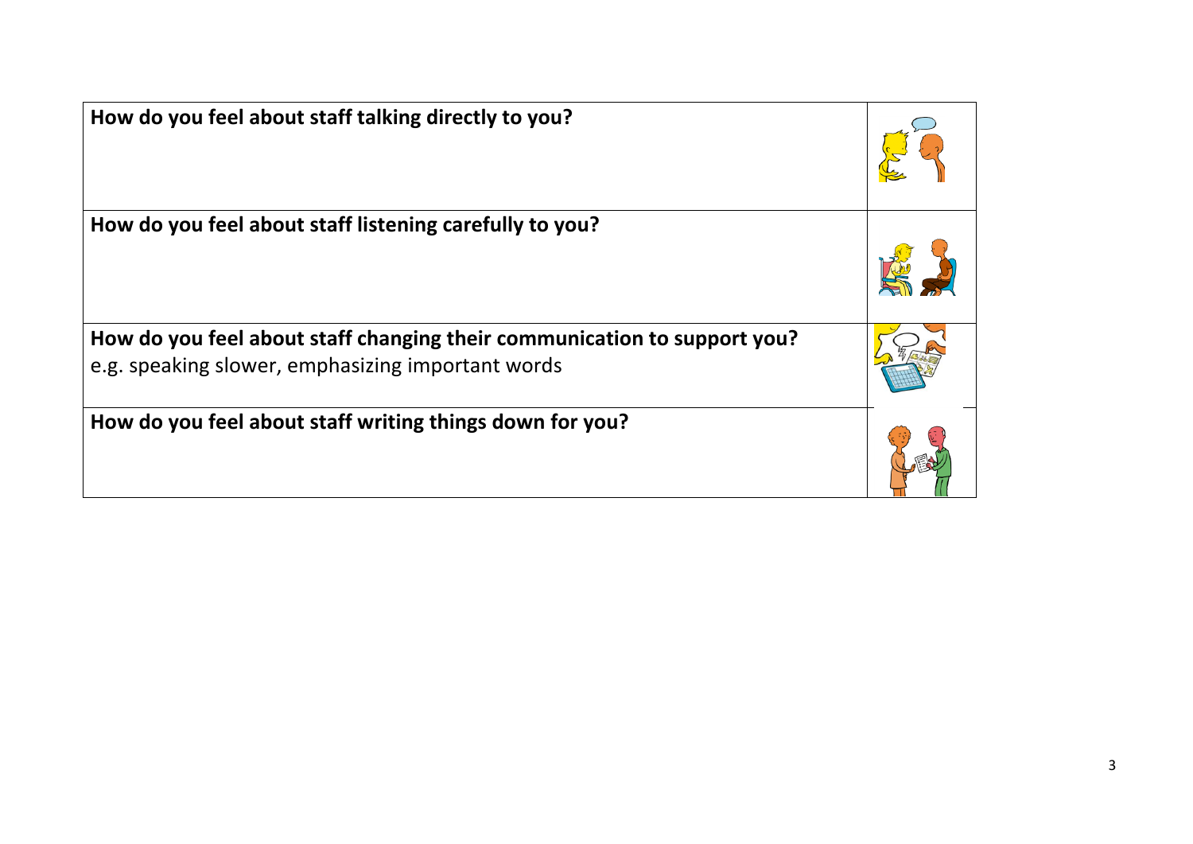| How do you feel about staff talking directly to you? | |
|---|---|
| **How do you feel about staff listening carefully to you?** | |
| **How do you feel about staff changing their communication to support you?** e.g. speaking slower, emphasizing important words | |
| **How do you feel about staff writing things down for you?** | |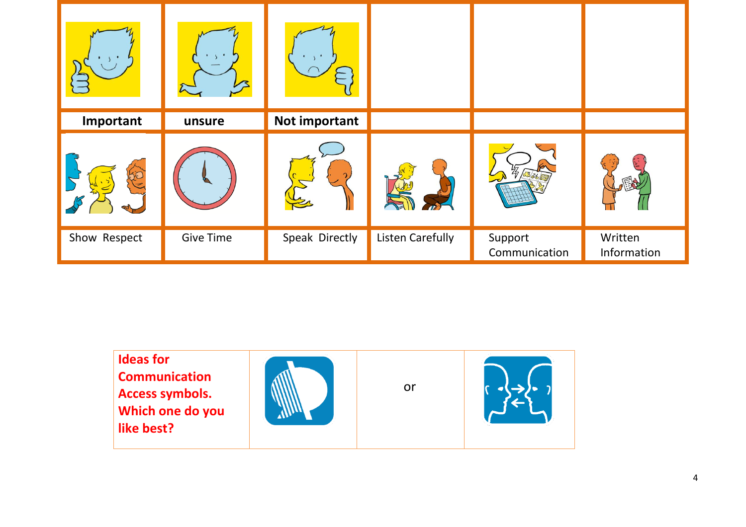| | | | | | |
|---|---|---|---|---|---|
| | | | | | |
| **Important** | **unsure** | **Not important** | | | |
| | | | | | |
| Show Respect | Give Time | Speak Directly | Listen Carefully | Support Communication | Written Information |

| | | | |
|---|---|---|---|
| **Ideas for Communication Access symbols. Which one do you like best?** | | or | |